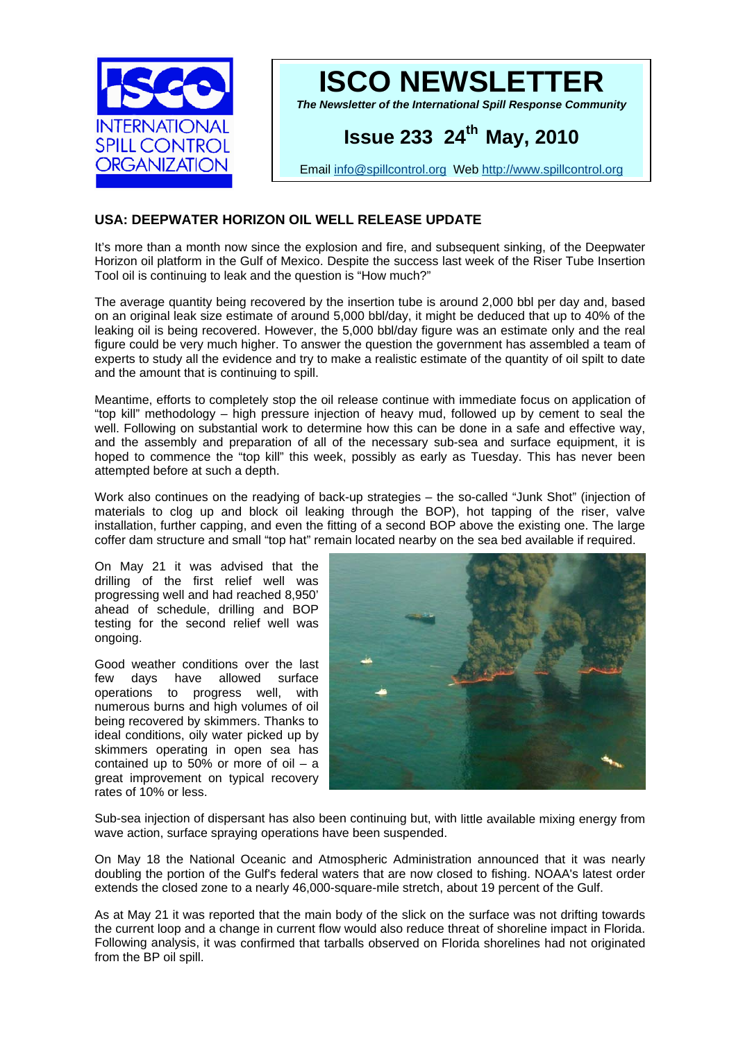# ISCO NEWSLETTER

*The Newsletter of the International Spill Response Community*

## Issue 233 24th May, 2010

Email info@spillcontrol.org Web http://www.spillcontrol.org

## USA: DEEPWATER HORIZON OIL WELL RELEASE UPDATE

It's more than a month now since the explosion and fire, and subsequent sinking, of the Deepwater Horizon oil platform in the Gulf of Mexico. Despite the success last week of the Riser Tube Insertion Tool oil is continuing to leak and the question is "How much?"

The average quantity being recovered by the insertion tube is around 2,000 bbl per day and, based on an original leak size estimate of around 5,000 bbl/day, it might be deduced that up to 40% of the leaking oil is being recovered. However, the 5,000 bbl/day figure was an estimate only and the real figure could be very much higher. To answer the question the government has assembled a team of experts to study all the evidence and try to make a realistic estimate of the quantity of oil spilt to date and the amount that is continuing to spill.

Meantime, efforts to completely stop the oil release continue with immediate focus on application of "top kill" methodology – high pressure injection of heavy mud, followed up by cement to seal the well. Following on substantial work to determine how this can be done in a safe and effective way, and the assembly and preparation of all of the necessary sub-sea and surface equipment, it is hoped to commence the "top kill" this week, possibly as early as Tuesday. This has never been attempted before at such a depth.

Work also continues on the readying of back-up strategies – the so-called "Junk Shot" (injection of materials to clog up and block oil leaking through the BOP), hot tapping of the riser, valve installation, further capping, and even the fitting of a second BOP above the existing one. The large coffer dam structure and small "top hat" remain located nearby on the sea bed available if required.

On May 21 it was advised that the drilling of the first relief well was progressing well and had reached 8,950' ahead of schedule, drilling and BOP testing for the second relief well was ongoing.

Good weather conditions over the last few days have allowed surface operations to progress well, with numerous burns and high volumes of oil being recovered by skimmers. Thanks to ideal conditions, oily water picked up by skimmers operating in open sea has contained up to 50% or more of oil – a great improvement on typical recovery rates of 10% or less.

Sub-sea injection of dispersant has also been continuing but, with little available mixing energy from wave action, surface spraying operations have been suspended.

On May 18 the National Oceanic and Atmospheric Administration announced that it was nearly doubling the portion of the Gulf's federal waters that are now closed to fishing. NOAA's latest order extends the closed zone to a nearly 46,000-square-mile stretch, about 19 percent of the Gulf.

As at May 21 it was reported that the main body of the slick on the surface was not drifting towards the current loop and a change in current flow would also reduce threat of shoreline impact in Florida. Following analysis, it was confirmed that tarballs observed on Florida shorelines had not originated from the BP oil spill.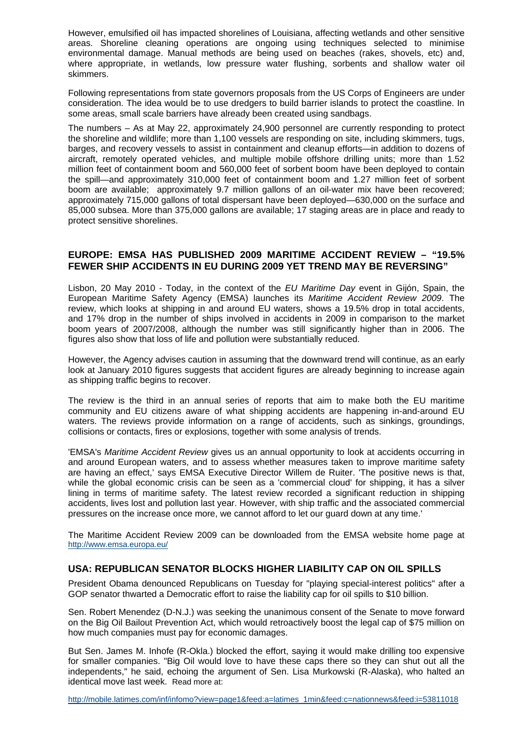However, emulsified oil has impacted shorelines of Louisiana, affecting wetlands and other sensitive areas. Shoreline cleaning operations are ongoing using techniques selected to minimise environmental damage. Manual methods are being used on beaches (rakes, shovels, etc) and, where appropriate, in wetlands, low pressure water flushing, sorbents and shallow water oil skimmers.

Following representations from state governors proposals from the US Corps of Engineers are under consideration. The idea would be to use dredgers to build barrier islands to protect the coastline. In some areas, small scale barriers have already been created using sandbags.

The numbers – As at May 22, approximately 24,900 personnel are currently responding to protect the shoreline and wildlife; more than 1,100 vessels are responding on site, including skimmers, tugs, barges, and recovery vessels to assist in containment and cleanup efforts—in addition to dozens of aircraft, remotely operated vehicles, and multiple mobile offshore drilling units; more than 1.52 million feet of containment boom and 560,000 feet of sorbent boom have been deployed to contain the spill—and approximately 310,000 feet of containment boom and 1.27 million feet of sorbent boom are available; approximately 9.7 million gallons of an oil-water mix have been recovered; approximately 715,000 gallons of total dispersant have been deployed—630,000 on the surface and 85,000 subsea. More than 375,000 gallons are available; 17 staging areas are in place and ready to protect sensitive shorelines.

## EUROPE: EMSA HAS PUBLISHED 2009 MARITIME ACCIDENT REVIEW – "19.5% FEWER SHIP ACCIDENTS IN EU DURING 2009 YET TREND MAY BE REVERSING"

Lisbon, 20 May 2010 - Today, in the context of the *EU Maritime Day* event in Gijón, Spain, the European Maritime Safety Agency (EMSA) launches its *Maritime Accident Review 2009*. The review, which looks at shipping in and around EU waters, shows a 19.5% drop in total accidents, and 17% drop in the number of ships involved in accidents in 2009 in comparison to the market boom years of 2007/2008, although the number was still significantly higher than in 2006. The figures also show that loss of life and pollution were substantially reduced.

However, the Agency advises caution in assuming that the downward trend will continue, as an early look at January 2010 figures suggests that accident figures are already beginning to increase again as shipping traffic begins to recover.

The review is the third in an annual series of reports that aim to make both the EU maritime community and EU citizens aware of what shipping accidents are happening in-and-around EU waters. The reviews provide information on a range of accidents, such as sinkings, groundings, collisions or contacts, fires or explosions, together with some analysis of trends.

'EMSA's *Maritime Accident Review* gives us an annual opportunity to look at accidents occurring in and around European waters, and to assess whether measures taken to improve maritime safety are having an effect,' says EMSA Executive Director Willem de Ruiter. 'The positive news is that, while the global economic crisis can be seen as a 'commercial cloud' for shipping, it has a silver lining in terms of maritime safety. The latest review recorded a significant reduction in shipping accidents, lives lost and pollution last year. However, with ship traffic and the associated commercial pressures on the increase once more, we cannot afford to let our guard down at any time.'

The Maritime Accident Review 2009 can be downloaded from the EMSA website home page at http://www.emsa.europa.eu/

## USA: REPUBLICAN SENATOR BLOCKS HIGHER LIABILITY CAP ON OIL SPILLS

President Obama denounced Republicans on Tuesday for "playing special-interest politics" after a GOP senator thwarted a Democratic effort to raise the liability cap for oil spills to $10 billion.

Sen. Robert Menendez (D-N.J.) was seeking the unanimous consent of the Senate to move forward on the Big Oil Bailout Prevention Act, which would retroactively boost the legal cap of $75 million on how much companies must pay for economic damages.

But Sen. James M. Inhofe (R-Okla.) blocked the effort, saying it would make drilling too expensive for smaller companies. "Big Oil would love to have these caps there so they can shut out all the independents," he said, echoing the argument of Sen. Lisa Murkowski (R-Alaska), who halted an identical move last week. Read more at:

http://mobile.latimes.com/inf/infomo?view=page1&feed:a=latimes_1min&feed:c=nationnews&feed:i=53811018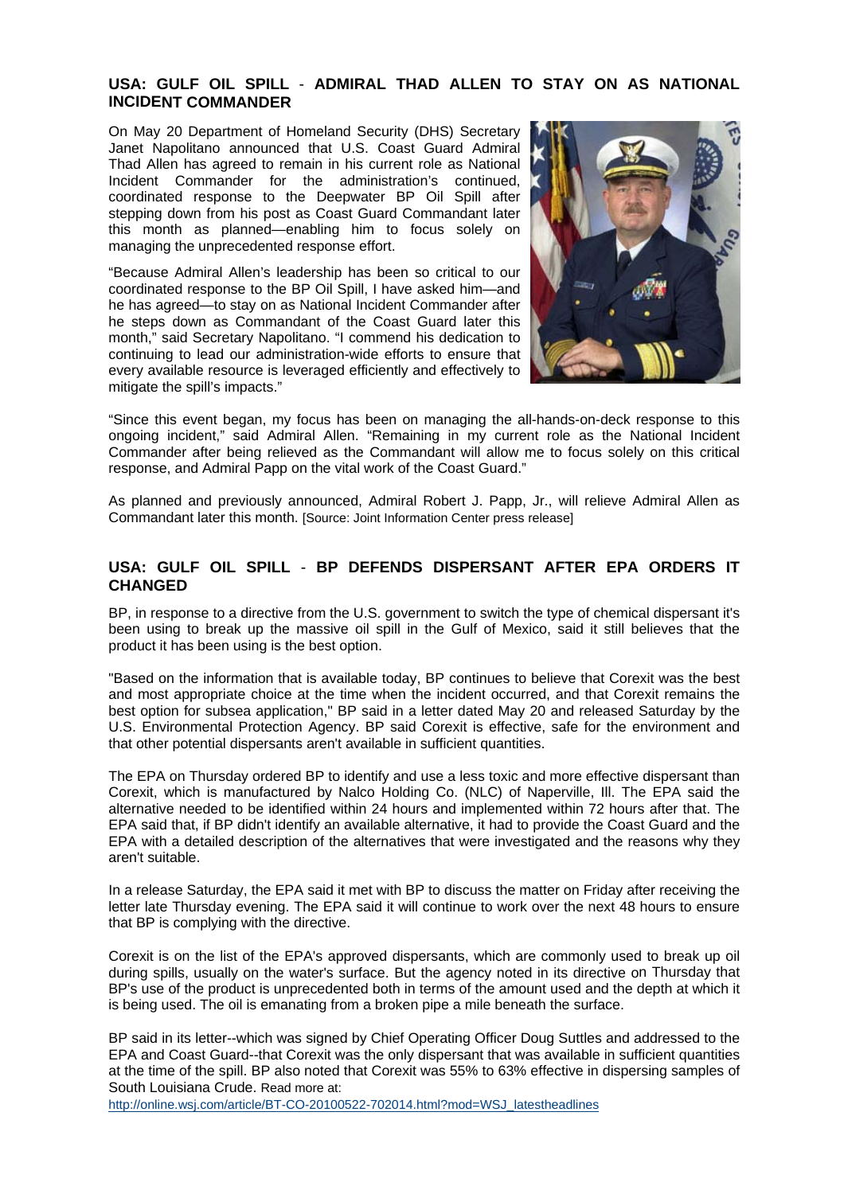### USA: GULF OIL SPILL - ADMIRAL THAD ALLEN TO STAY ON AS NATIONAL INCIDENT COMMANDER

On May 20 Department of Homeland Security (DHS) Secretary Janet Napolitano announced that U.S. Coast Guard Admiral Thad Allen has agreed to remain in his current role as National Incident Commander for the administration's continued, coordinated response to the Deepwater BP Oil Spill after stepping down from his post as Coast Guard Commandant later this month as planned—enabling him to focus solely on managing the unprecedented response effort.

"Because Admiral Allen's leadership has been so critical to our coordinated response to the BP Oil Spill, I have asked him—and he has agreed—to stay on as National Incident Commander after he steps down as Commandant of the Coast Guard later this month," said Secretary Napolitano. "I commend his dedication to continuing to lead our administration-wide efforts to ensure that every available resource is leveraged efficiently and effectively to mitigate the spill's impacts."

"Since this event began, my focus has been on managing the all-hands-on-deck response to this ongoing incident," said Admiral Allen. "Remaining in my current role as the National Incident Commander after being relieved as the Commandant will allow me to focus solely on this critical response, and Admiral Papp on the vital work of the Coast Guard."

As planned and previously announced, Admiral Robert J. Papp, Jr., will relieve Admiral Allen as Commandant later this month. [Source: Joint Information Center press release]

### USA: GULF OIL SPILL - BP DEFENDS DISPERSANT AFTER EPA ORDERS IT CHANGED

BP, in response to a directive from the U.S. government to switch the type of chemical dispersant it's been using to break up the massive oil spill in the Gulf of Mexico, said it still believes that the product it has been using is the best option.

"Based on the information that is available today, BP continues to believe that Corexit was the best and most appropriate choice at the time when the incident occurred, and that Corexit remains the best option for subsea application," BP said in a letter dated May 20 and released Saturday by the U.S. Environmental Protection Agency. BP said Corexit is effective, safe for the environment and that other potential dispersants aren't available in sufficient quantities.

The EPA on Thursday ordered BP to identify and use a less toxic and more effective dispersant than Corexit, which is manufactured by Nalco Holding Co. (NLC) of Naperville, Ill. The EPA said the alternative needed to be identified within 24 hours and implemented within 72 hours after that. The EPA said that, if BP didn't identify an available alternative, it had to provide the Coast Guard and the EPA with a detailed description of the alternatives that were investigated and the reasons why they aren't suitable.

In a release Saturday, the EPA said it met with BP to discuss the matter on Friday after receiving the letter late Thursday evening. The EPA said it will continue to work over the next 48 hours to ensure that BP is complying with the directive.

Corexit is on the list of the EPA's approved dispersants, which are commonly used to break up oil during spills, usually on the water's surface. But the agency noted in its directive on Thursday that BP's use of the product is unprecedented both in terms of the amount used and the depth at which it is being used. The oil is emanating from a broken pipe a mile beneath the surface.

BP said in its letter--which was signed by Chief Operating Officer Doug Suttles and addressed to the EPA and Coast Guard--that Corexit was the only dispersant that was available in sufficient quantities at the time of the spill. BP also noted that Corexit was 55% to 63% effective in dispersing samples of South Louisiana Crude. Read more at:
http://online.wsj.com/article/BT-CO-20100522-702014.html?mod=WSJ_latestheadlines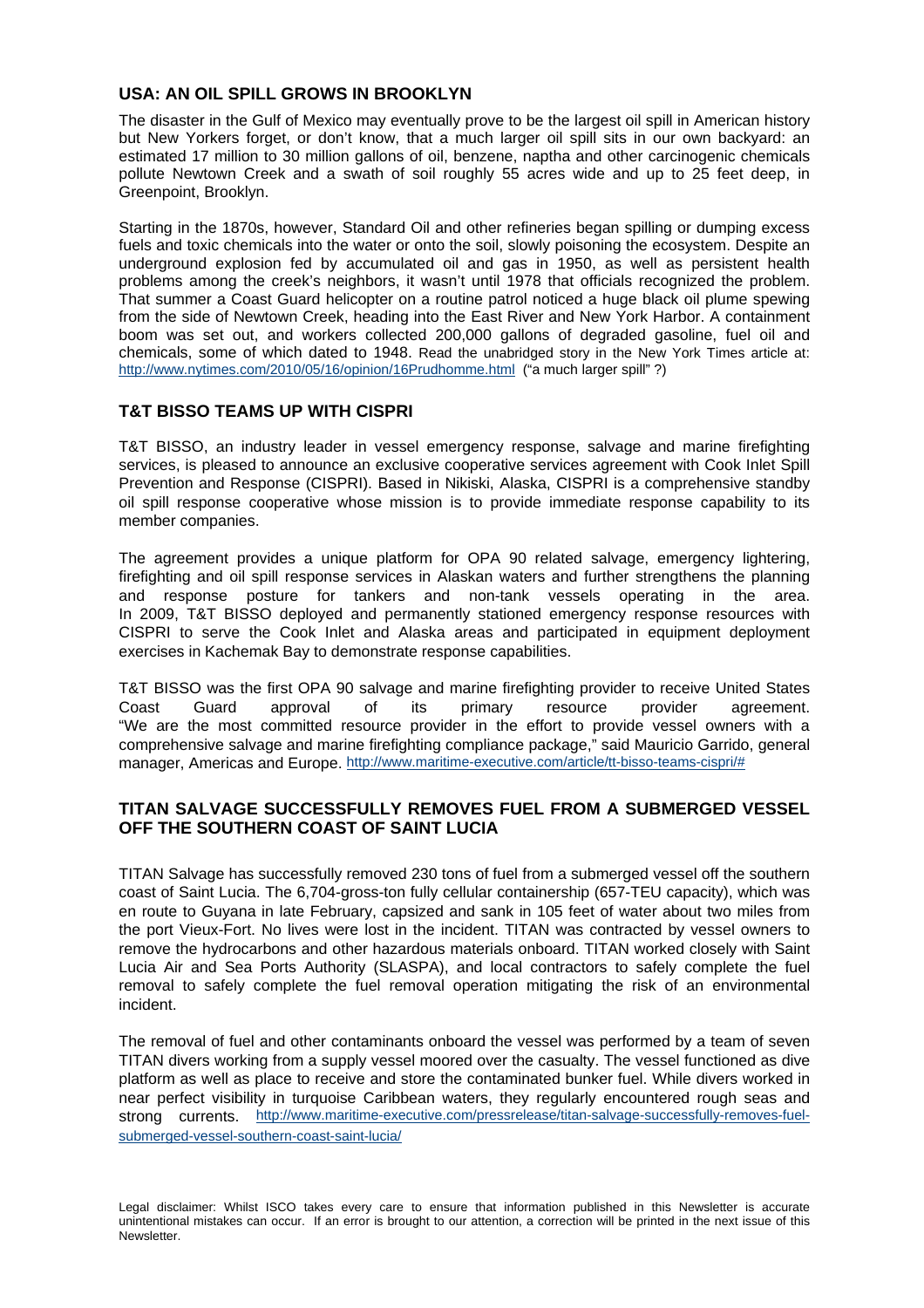## USA: AN OIL SPILL GROWS IN BROOKLYN

The disaster in the Gulf of Mexico may eventually prove to be the largest oil spill in American history but New Yorkers forget, or don't know, that a much larger oil spill sits in our own backyard: an estimated 17 million to 30 million gallons of oil, benzene, naptha and other carcinogenic chemicals pollute Newtown Creek and a swath of soil roughly 55 acres wide and up to 25 feet deep, in Greenpoint, Brooklyn.

Starting in the 1870s, however, Standard Oil and other refineries began spilling or dumping excess fuels and toxic chemicals into the water or onto the soil, slowly poisoning the ecosystem. Despite an underground explosion fed by accumulated oil and gas in 1950, as well as persistent health problems among the creek's neighbors, it wasn't until 1978 that officials recognized the problem. That summer a Coast Guard helicopter on a routine patrol noticed a huge black oil plume spewing from the side of Newtown Creek, heading into the East River and New York Harbor. A containment boom was set out, and workers collected 200,000 gallons of degraded gasoline, fuel oil and chemicals, some of which dated to 1948. Read the unabridged story in the New York Times article at: http://www.nytimes.com/2010/05/16/opinion/16Prudhomme.html ("a much larger spill" ?)

## T&T BISSO TEAMS UP WITH CISPRI

T&T BISSO, an industry leader in vessel emergency response, salvage and marine firefighting services, is pleased to announce an exclusive cooperative services agreement with Cook Inlet Spill Prevention and Response (CISPRI). Based in Nikiski, Alaska, CISPRI is a comprehensive standby oil spill response cooperative whose mission is to provide immediate response capability to its member companies.

The agreement provides a unique platform for OPA 90 related salvage, emergency lightering, firefighting and oil spill response services in Alaskan waters and further strengthens the planning and response posture for tankers and non-tank vessels operating in the area. In 2009, T&T BISSO deployed and permanently stationed emergency response resources with CISPRI to serve the Cook Inlet and Alaska areas and participated in equipment deployment exercises in Kachemak Bay to demonstrate response capabilities.

T&T BISSO was the first OPA 90 salvage and marine firefighting provider to receive United States Coast Guard approval of its primary resource provider agreement. "We are the most committed resource provider in the effort to provide vessel owners with a comprehensive salvage and marine firefighting compliance package," said Mauricio Garrido, general manager, Americas and Europe. http://www.maritime-executive.com/article/tt-bisso-teams-cispri/#

## TITAN SALVAGE SUCCESSFULLY REMOVES FUEL FROM A SUBMERGED VESSEL OFF THE SOUTHERN COAST OF SAINT LUCIA

TITAN Salvage has successfully removed 230 tons of fuel from a submerged vessel off the southern coast of Saint Lucia. The 6,704-gross-ton fully cellular containership (657-TEU capacity), which was en route to Guyana in late February, capsized and sank in 105 feet of water about two miles from the port Vieux-Fort. No lives were lost in the incident. TITAN was contracted by vessel owners to remove the hydrocarbons and other hazardous materials onboard. TITAN worked closely with Saint Lucia Air and Sea Ports Authority (SLASPA), and local contractors to safely complete the fuel removal to safely complete the fuel removal operation mitigating the risk of an environmental incident.

The removal of fuel and other contaminants onboard the vessel was performed by a team of seven TITAN divers working from a supply vessel moored over the casualty. The vessel functioned as dive platform as well as place to receive and store the contaminated bunker fuel. While divers worked in near perfect visibility in turquoise Caribbean waters, they regularly encountered rough seas and strong currents. http://www.maritime-executive.com/pressrelease/titan-salvage-successfully-removes-fuel-submerged-vessel-southern-coast-saint-lucia/

Legal disclaimer: Whilst ISCO takes every care to ensure that information published in this Newsletter is accurate unintentional mistakes can occur. If an error is brought to our attention, a correction will be printed in the next issue of this Newsletter.